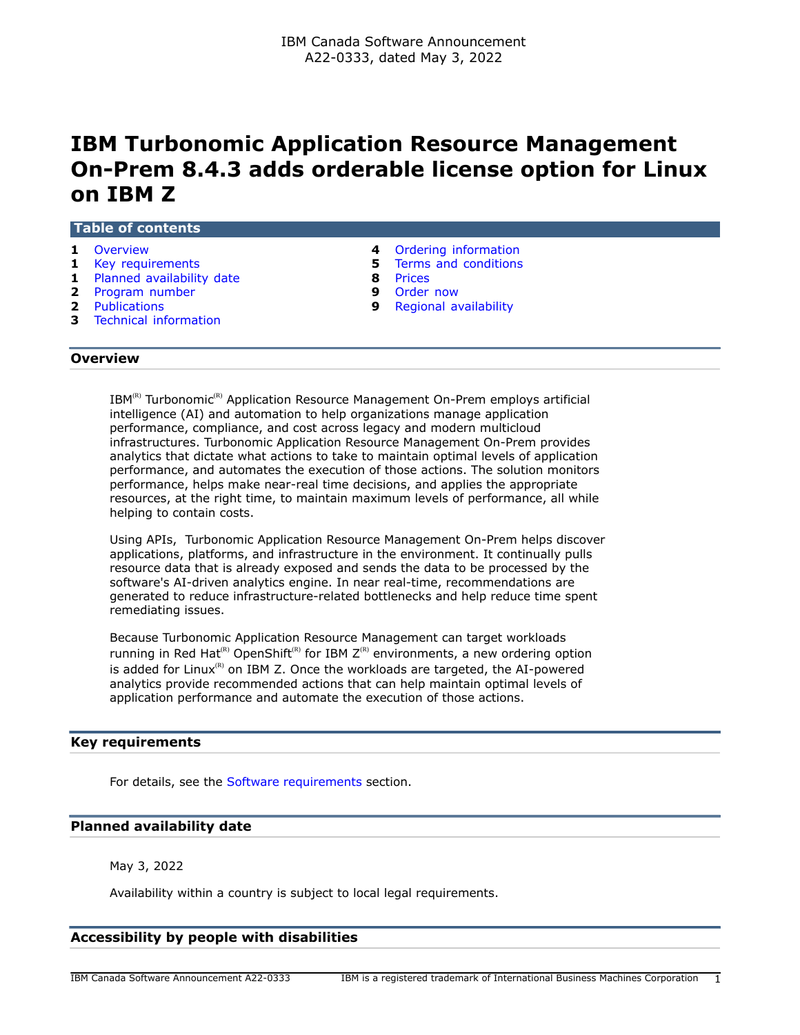IBM Canada Software Announcement
A22-0333, dated May 3, 2022

# IBM Turbonomic Application Resource Management On-Prem 8.4.3 adds orderable license option for Linux on IBM Z

## Table of contents

| | | | |
|---|---|---|---|
| 1 | Overview | 4 | Ordering information |
| 1 | Key requirements | 5 | Terms and conditions |
| 1 | Planned availability date | 8 | Prices |
| 2 | Program number | 9 | Order now |
| 2 | Publications | 9 | Regional availability |
| 3 | Technical information | | |

## Overview

IBM(R) Turbonomic(R) Application Resource Management On-Prem employs artificial intelligence (AI) and automation to help organizations manage application performance, compliance, and cost across legacy and modern multicloud infrastructures. Turbonomic Application Resource Management On-Prem provides analytics that dictate what actions to take to maintain optimal levels of application performance, and automates the execution of those actions. The solution monitors performance, helps make near-real time decisions, and applies the appropriate resources, at the right time, to maintain maximum levels of performance, all while helping to contain costs.

Using APIs, Turbonomic Application Resource Management On-Prem helps discover applications, platforms, and infrastructure in the environment. It continually pulls resource data that is already exposed and sends the data to be processed by the software's AI-driven analytics engine. In near real-time, recommendations are generated to reduce infrastructure-related bottlenecks and help reduce time spent remediating issues.

Because Turbonomic Application Resource Management can target workloads running in Red Hat(R) OpenShift(R) for IBM Z(R) environments, a new ordering option is added for Linux(R) on IBM Z. Once the workloads are targeted, the AI-powered analytics provide recommended actions that can help maintain optimal levels of application performance and automate the execution of those actions.

## Key requirements

For details, see the Software requirements section.

## Planned availability date

May 3, 2022

Availability within a country is subject to local legal requirements.

## Accessibility by people with disabilities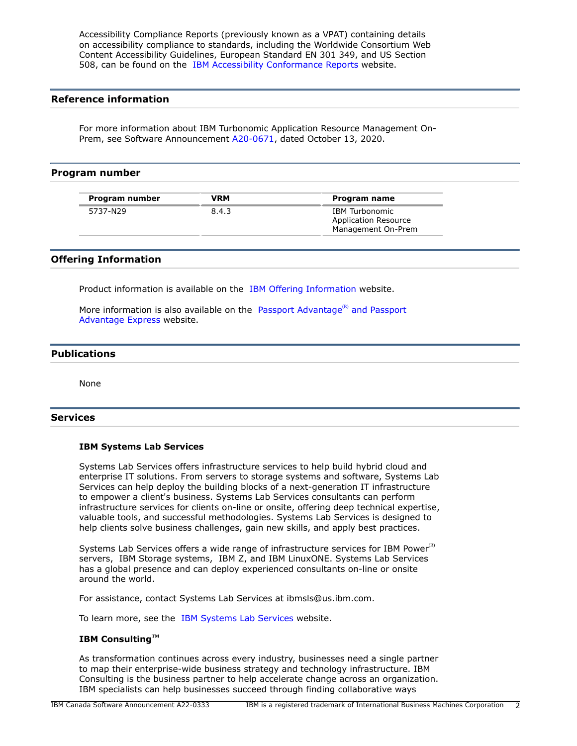Accessibility Compliance Reports (previously known as a VPAT) containing details on accessibility compliance to standards, including the Worldwide Consortium Web Content Accessibility Guidelines, European Standard EN 301 349, and US Section 508, can be found on the IBM Accessibility Conformance Reports website.

## Reference information

For more information about IBM Turbonomic Application Resource Management On-Prem, see Software Announcement A20-0671, dated October 13, 2020.

## Program number

| Program number | VRM | Program name |
| --- | --- | --- |
| 5737-N29 | 8.4.3 | IBM Turbonomic Application Resource Management On-Prem |

## Offering Information

Product information is available on the IBM Offering Information website.

More information is also available on the Passport Advantage(R) and Passport Advantage Express website.

## Publications

None

## Services

### IBM Systems Lab Services

Systems Lab Services offers infrastructure services to help build hybrid cloud and enterprise IT solutions. From servers to storage systems and software, Systems Lab Services can help deploy the building blocks of a next-generation IT infrastructure to empower a client's business. Systems Lab Services consultants can perform infrastructure services for clients on-line or onsite, offering deep technical expertise, valuable tools, and successful methodologies. Systems Lab Services is designed to help clients solve business challenges, gain new skills, and apply best practices.

Systems Lab Services offers a wide range of infrastructure services for IBM Power(R) servers, IBM Storage systems, IBM Z, and IBM LinuxONE. Systems Lab Services has a global presence and can deploy experienced consultants on-line or onsite around the world.

For assistance, contact Systems Lab Services at ibmsls@us.ibm.com.

To learn more, see the IBM Systems Lab Services website.

### IBM Consulting™

As transformation continues across every industry, businesses need a single partner to map their enterprise-wide business strategy and technology infrastructure. IBM Consulting is the business partner to help accelerate change across an organization. IBM specialists can help businesses succeed through finding collaborative ways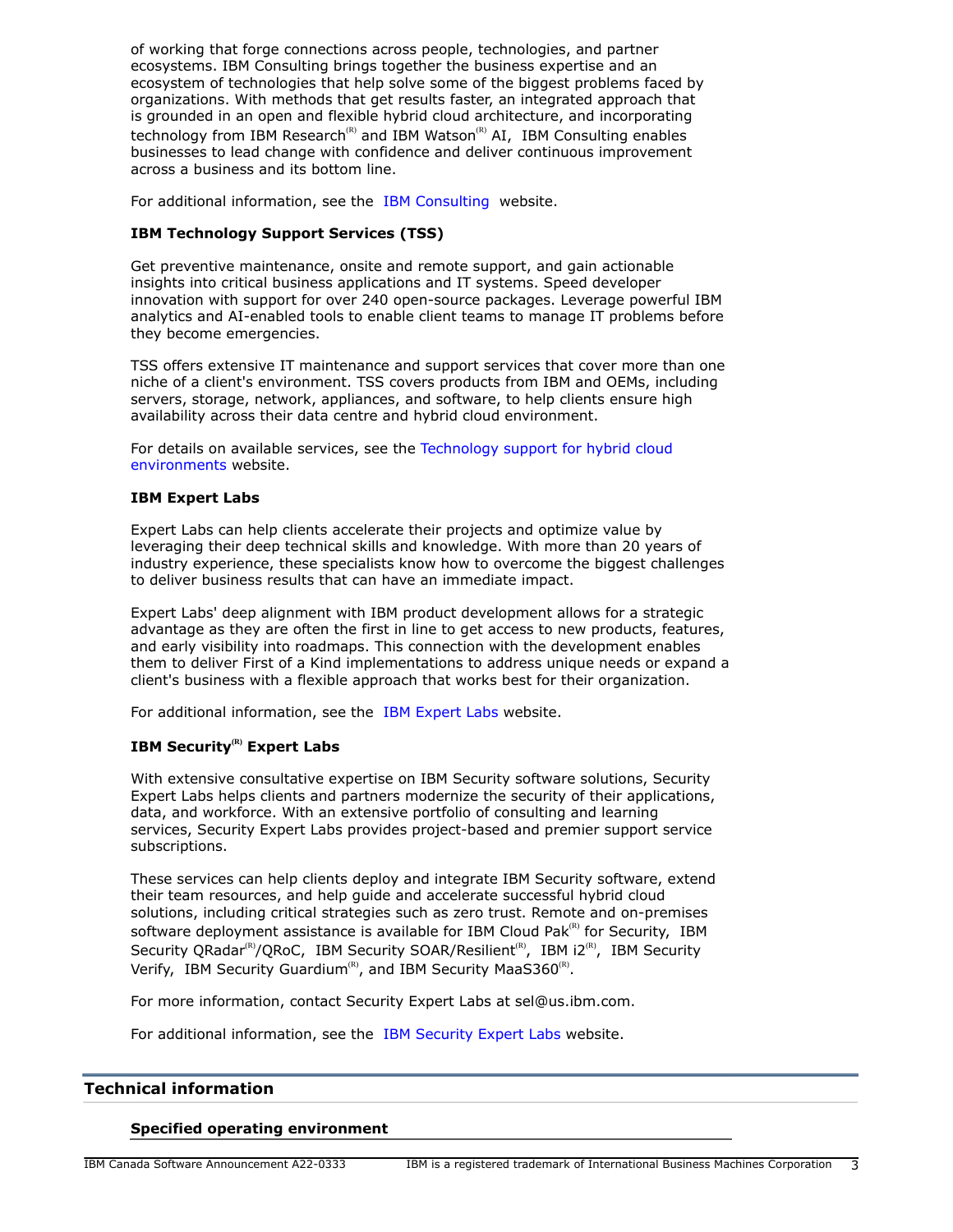of working that forge connections across people, technologies, and partner ecosystems. IBM Consulting brings together the business expertise and an ecosystem of technologies that help solve some of the biggest problems faced by organizations. With methods that get results faster, an integrated approach that is grounded in an open and flexible hybrid cloud architecture, and incorporating technology from IBM Research(R) and IBM Watson(R) AI, IBM Consulting enables businesses to lead change with confidence and deliver continuous improvement across a business and its bottom line.

For additional information, see the IBM Consulting website.

**IBM Technology Support Services (TSS)**

Get preventive maintenance, onsite and remote support, and gain actionable insights into critical business applications and IT systems. Speed developer innovation with support for over 240 open-source packages. Leverage powerful IBM analytics and AI-enabled tools to enable client teams to manage IT problems before they become emergencies.

TSS offers extensive IT maintenance and support services that cover more than one niche of a client's environment. TSS covers products from IBM and OEMs, including servers, storage, network, appliances, and software, to help clients ensure high availability across their data centre and hybrid cloud environment.

For details on available services, see the Technology support for hybrid cloud environments website.

**IBM Expert Labs**

Expert Labs can help clients accelerate their projects and optimize value by leveraging their deep technical skills and knowledge. With more than 20 years of industry experience, these specialists know how to overcome the biggest challenges to deliver business results that can have an immediate impact.

Expert Labs' deep alignment with IBM product development allows for a strategic advantage as they are often the first in line to get access to new products, features, and early visibility into roadmaps. This connection with the development enables them to deliver First of a Kind implementations to address unique needs or expand a client's business with a flexible approach that works best for their organization.

For additional information, see the IBM Expert Labs website.

**IBM Security(R) Expert Labs**

With extensive consultative expertise on IBM Security software solutions, Security Expert Labs helps clients and partners modernize the security of their applications, data, and workforce. With an extensive portfolio of consulting and learning services, Security Expert Labs provides project-based and premier support service subscriptions.

These services can help clients deploy and integrate IBM Security software, extend their team resources, and help guide and accelerate successful hybrid cloud solutions, including critical strategies such as zero trust. Remote and on-premises software deployment assistance is available for IBM Cloud Pak(R) for Security, IBM Security QRadar(R)/QRoC, IBM Security SOAR/Resilient(R), IBM i2(R), IBM Security Verify, IBM Security Guardium(R), and IBM Security MaaS360(R).

For more information, contact Security Expert Labs at sel@us.ibm.com.

For additional information, see the IBM Security Expert Labs website.

## Technical information

### Specified operating environment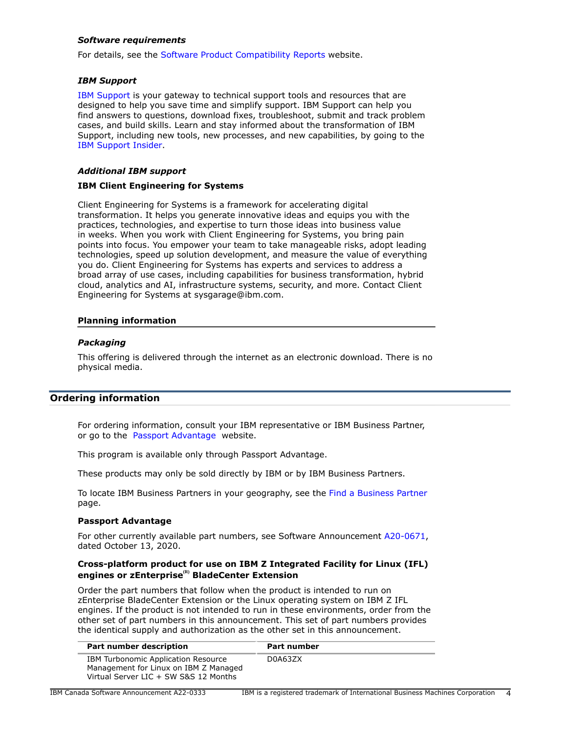### *Software requirements*

For details, see the Software Product Compatibility Reports website.

### *IBM Support*

IBM Support is your gateway to technical support tools and resources that are designed to help you save time and simplify support. IBM Support can help you find answers to questions, download fixes, troubleshoot, submit and track problem cases, and build skills. Learn and stay informed about the transformation of IBM Support, including new tools, new processes, and new capabilities, by going to the IBM Support Insider.

### *Additional IBM support*

**IBM Client Engineering for Systems**

Client Engineering for Systems is a framework for accelerating digital transformation. It helps you generate innovative ideas and equips you with the practices, technologies, and expertise to turn those ideas into business value in weeks. When you work with Client Engineering for Systems, you bring pain points into focus. You empower your team to take manageable risks, adopt leading technologies, speed up solution development, and measure the value of everything you do. Client Engineering for Systems has experts and services to address a broad array of use cases, including capabilities for business transformation, hybrid cloud, analytics and AI, infrastructure systems, security, and more. Contact Client Engineering for Systems at sysgarage@ibm.com.

### Planning information

### *Packaging*

This offering is delivered through the internet as an electronic download. There is no physical media.

## Ordering information

For ordering information, consult your IBM representative or IBM Business Partner, or go to the Passport Advantage website.

This program is available only through Passport Advantage.

These products may only be sold directly by IBM or by IBM Business Partners.

To locate IBM Business Partners in your geography, see the Find a Business Partner page.

**Passport Advantage**

For other currently available part numbers, see Software Announcement A20-0671, dated October 13, 2020.

**Cross-platform product for use on IBM Z Integrated Facility for Linux (IFL) engines or zEnterprise(R) BladeCenter Extension**

Order the part numbers that follow when the product is intended to run on zEnterprise BladeCenter Extension or the Linux operating system on IBM Z IFL engines. If the product is not intended to run in these environments, order from the other set of part numbers in this announcement. This set of part numbers provides the identical supply and authorization as the other set in this announcement.

| Part number description | Part number |
|---|---|
| IBM Turbonomic Application Resource Management for Linux on IBM Z Managed Virtual Server LIC + SW S&S 12 Months | D0A63ZX |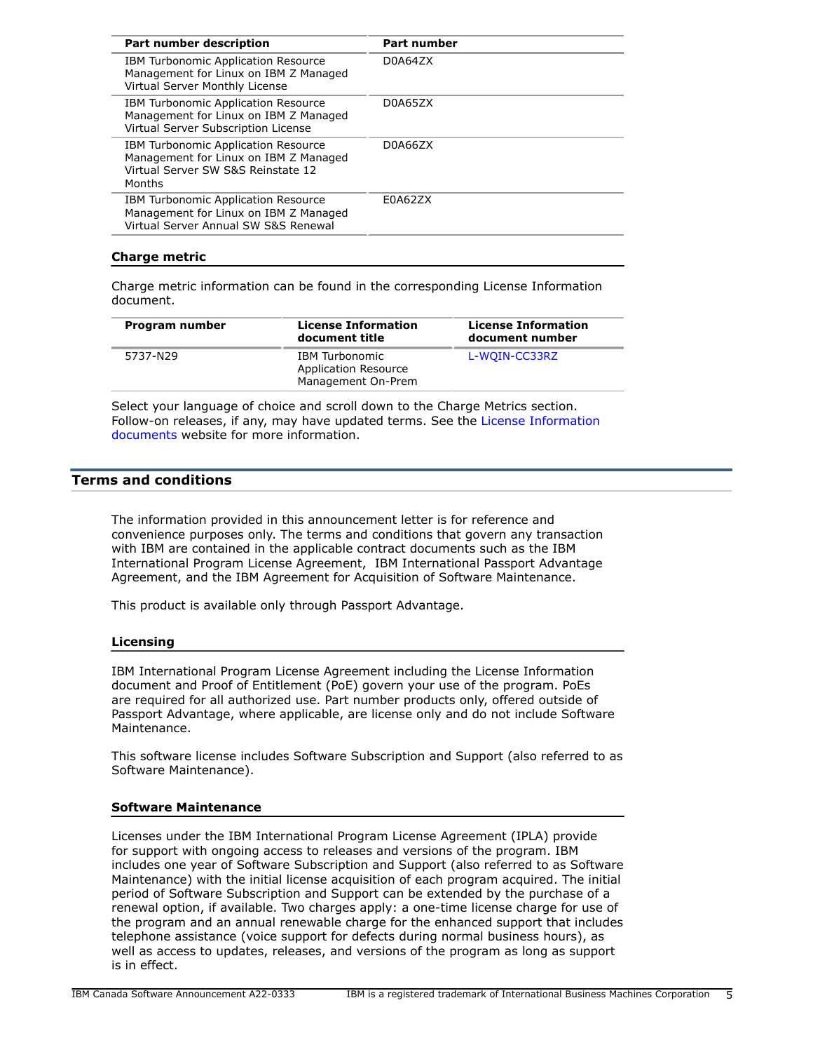| Part number description | Part number |
| --- | --- |
| IBM Turbonomic Application Resource Management for Linux on IBM Z Managed Virtual Server Monthly License | D0A64ZX |
| IBM Turbonomic Application Resource Management for Linux on IBM Z Managed Virtual Server Subscription License | D0A65ZX |
| IBM Turbonomic Application Resource Management for Linux on IBM Z Managed Virtual Server SW S&S Reinstate 12 Months | D0A66ZX |
| IBM Turbonomic Application Resource Management for Linux on IBM Z Managed Virtual Server Annual SW S&S Renewal | E0A62ZX |

### Charge metric

Charge metric information can be found in the corresponding License Information document.

| Program number | License Information document title | License Information document number |
| --- | --- | --- |
| 5737-N29 | IBM Turbonomic Application Resource Management On-Prem | L-WQIN-CC33RZ |

Select your language of choice and scroll down to the Charge Metrics section. Follow-on releases, if any, may have updated terms. See the License Information documents website for more information.

## Terms and conditions

The information provided in this announcement letter is for reference and convenience purposes only. The terms and conditions that govern any transaction with IBM are contained in the applicable contract documents such as the IBM International Program License Agreement, IBM International Passport Advantage Agreement, and the IBM Agreement for Acquisition of Software Maintenance.

This product is available only through Passport Advantage.

### Licensing

IBM International Program License Agreement including the License Information document and Proof of Entitlement (PoE) govern your use of the program. PoEs are required for all authorized use. Part number products only, offered outside of Passport Advantage, where applicable, are license only and do not include Software Maintenance.

This software license includes Software Subscription and Support (also referred to as Software Maintenance).

### Software Maintenance

Licenses under the IBM International Program License Agreement (IPLA) provide for support with ongoing access to releases and versions of the program. IBM includes one year of Software Subscription and Support (also referred to as Software Maintenance) with the initial license acquisition of each program acquired. The initial period of Software Subscription and Support can be extended by the purchase of a renewal option, if available. Two charges apply: a one-time license charge for use of the program and an annual renewable charge for the enhanced support that includes telephone assistance (voice support for defects during normal business hours), as well as access to updates, releases, and versions of the program as long as support is in effect.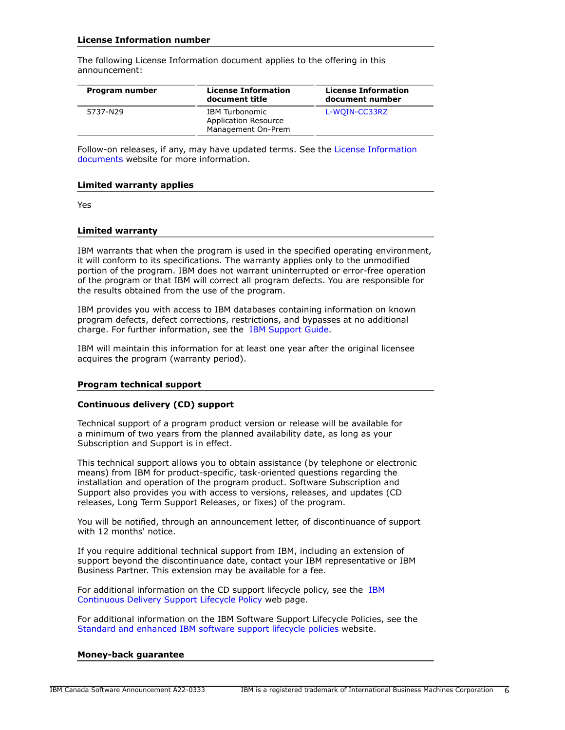### License Information number

The following License Information document applies to the offering in this announcement:

| Program number | License Information document title | License Information document number |
| --- | --- | --- |
| 5737-N29 | IBM Turbonomic Application Resource Management On-Prem | L-WQIN-CC33RZ |

Follow-on releases, if any, may have updated terms. See the License Information documents website for more information.

### Limited warranty applies

Yes

### Limited warranty

IBM warrants that when the program is used in the specified operating environment, it will conform to its specifications. The warranty applies only to the unmodified portion of the program. IBM does not warrant uninterrupted or error-free operation of the program or that IBM will correct all program defects. You are responsible for the results obtained from the use of the program.

IBM provides you with access to IBM databases containing information on known program defects, defect corrections, restrictions, and bypasses at no additional charge. For further information, see the IBM Support Guide.

IBM will maintain this information for at least one year after the original licensee acquires the program (warranty period).

### Program technical support

#### Continuous delivery (CD) support

Technical support of a program product version or release will be available for a minimum of two years from the planned availability date, as long as your Subscription and Support is in effect.

This technical support allows you to obtain assistance (by telephone or electronic means) from IBM for product-specific, task-oriented questions regarding the installation and operation of the program product. Software Subscription and Support also provides you with access to versions, releases, and updates (CD releases, Long Term Support Releases, or fixes) of the program.

You will be notified, through an announcement letter, of discontinuance of support with 12 months' notice.

If you require additional technical support from IBM, including an extension of support beyond the discontinuance date, contact your IBM representative or IBM Business Partner. This extension may be available for a fee.

For additional information on the CD support lifecycle policy, see the IBM Continuous Delivery Support Lifecycle Policy web page.

For additional information on the IBM Software Support Lifecycle Policies, see the Standard and enhanced IBM software support lifecycle policies website.

### Money-back guarantee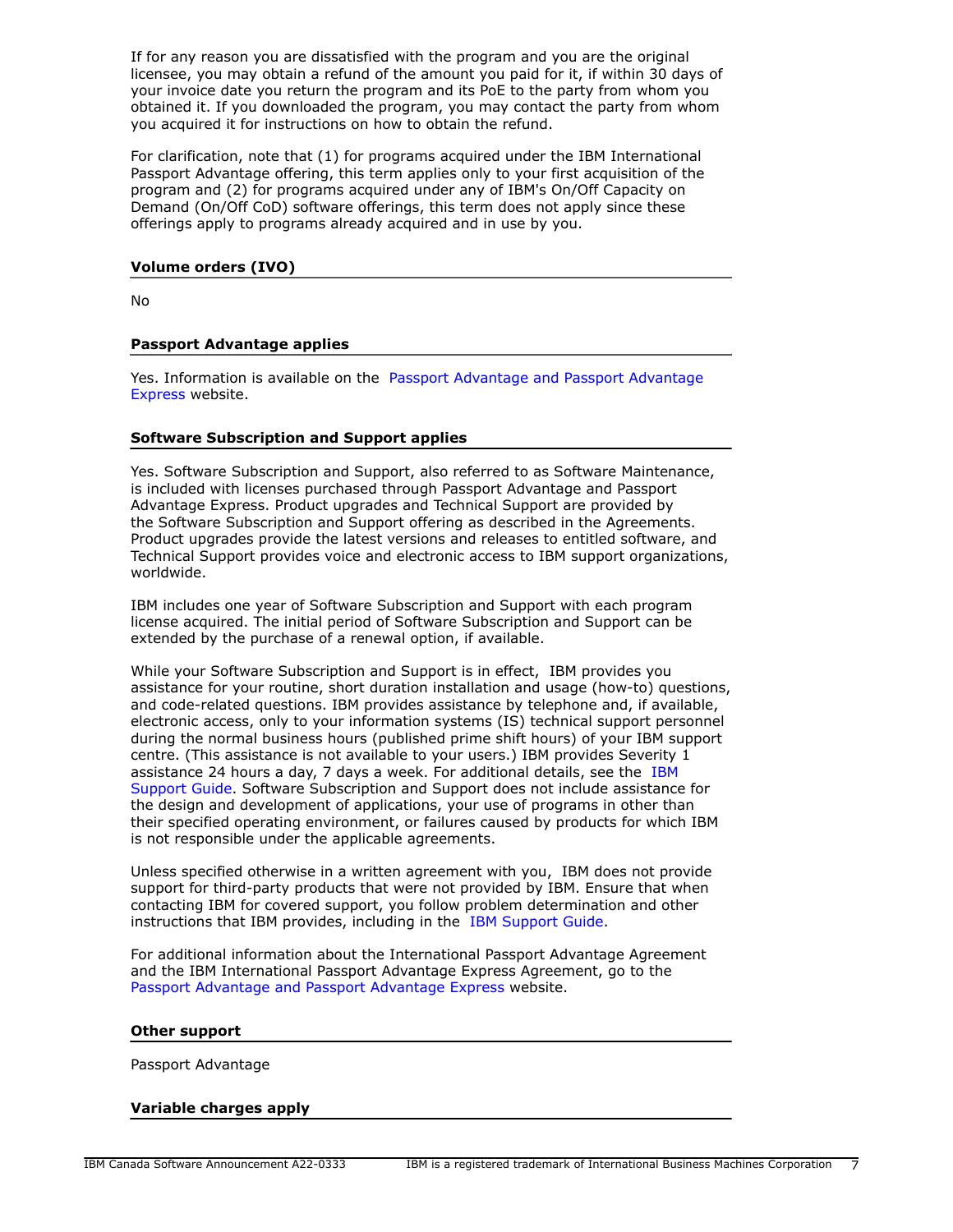If for any reason you are dissatisfied with the program and you are the original licensee, you may obtain a refund of the amount you paid for it, if within 30 days of your invoice date you return the program and its PoE to the party from whom you obtained it. If you downloaded the program, you may contact the party from whom you acquired it for instructions on how to obtain the refund.

For clarification, note that (1) for programs acquired under the IBM International Passport Advantage offering, this term applies only to your first acquisition of the program and (2) for programs acquired under any of IBM's On/Off Capacity on Demand (On/Off CoD) software offerings, this term does not apply since these offerings apply to programs already acquired and in use by you.

### Volume orders (IVO)

No

### Passport Advantage applies

Yes. Information is available on the Passport Advantage and Passport Advantage Express website.

### Software Subscription and Support applies

Yes. Software Subscription and Support, also referred to as Software Maintenance, is included with licenses purchased through Passport Advantage and Passport Advantage Express. Product upgrades and Technical Support are provided by the Software Subscription and Support offering as described in the Agreements. Product upgrades provide the latest versions and releases to entitled software, and Technical Support provides voice and electronic access to IBM support organizations, worldwide.

IBM includes one year of Software Subscription and Support with each program license acquired. The initial period of Software Subscription and Support can be extended by the purchase of a renewal option, if available.

While your Software Subscription and Support is in effect, IBM provides you assistance for your routine, short duration installation and usage (how-to) questions, and code-related questions. IBM provides assistance by telephone and, if available, electronic access, only to your information systems (IS) technical support personnel during the normal business hours (published prime shift hours) of your IBM support centre. (This assistance is not available to your users.) IBM provides Severity 1 assistance 24 hours a day, 7 days a week. For additional details, see the IBM Support Guide. Software Subscription and Support does not include assistance for the design and development of applications, your use of programs in other than their specified operating environment, or failures caused by products for which IBM is not responsible under the applicable agreements.

Unless specified otherwise in a written agreement with you, IBM does not provide support for third-party products that were not provided by IBM. Ensure that when contacting IBM for covered support, you follow problem determination and other instructions that IBM provides, including in the IBM Support Guide.

For additional information about the International Passport Advantage Agreement and the IBM International Passport Advantage Express Agreement, go to the Passport Advantage and Passport Advantage Express website.

### Other support

Passport Advantage

### Variable charges apply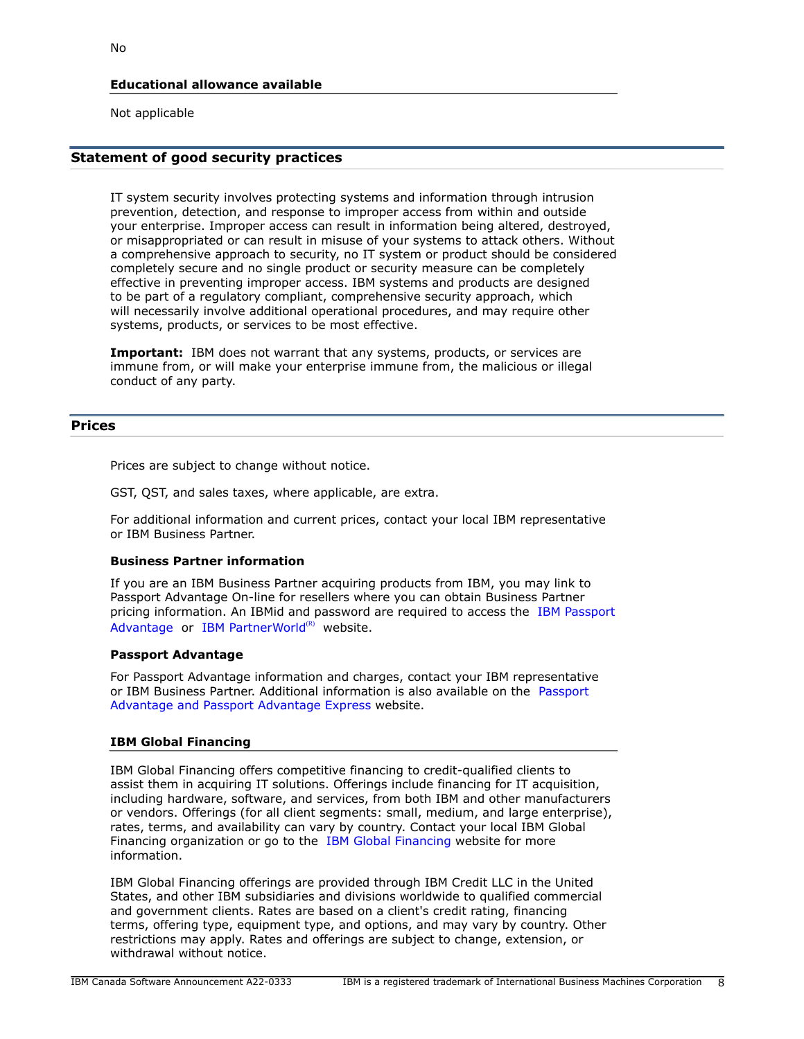No

### Educational allowance available

Not applicable

## Statement of good security practices

IT system security involves protecting systems and information through intrusion prevention, detection, and response to improper access from within and outside your enterprise. Improper access can result in information being altered, destroyed, or misappropriated or can result in misuse of your systems to attack others. Without a comprehensive approach to security, no IT system or product should be considered completely secure and no single product or security measure can be completely effective in preventing improper access. IBM systems and products are designed to be part of a regulatory compliant, comprehensive security approach, which will necessarily involve additional operational procedures, and may require other systems, products, or services to be most effective.

**Important:** IBM does not warrant that any systems, products, or services are immune from, or will make your enterprise immune from, the malicious or illegal conduct of any party.

## Prices

Prices are subject to change without notice.

GST, QST, and sales taxes, where applicable, are extra.

For additional information and current prices, contact your local IBM representative or IBM Business Partner.

**Business Partner information**

If you are an IBM Business Partner acquiring products from IBM, you may link to Passport Advantage On-line for resellers where you can obtain Business Partner pricing information. An IBMid and password are required to access the IBM Passport Advantage or IBM PartnerWorld(R) website.

**Passport Advantage**

For Passport Advantage information and charges, contact your IBM representative or IBM Business Partner. Additional information is also available on the Passport Advantage and Passport Advantage Express website.

### IBM Global Financing

IBM Global Financing offers competitive financing to credit-qualified clients to assist them in acquiring IT solutions. Offerings include financing for IT acquisition, including hardware, software, and services, from both IBM and other manufacturers or vendors. Offerings (for all client segments: small, medium, and large enterprise), rates, terms, and availability can vary by country. Contact your local IBM Global Financing organization or go to the IBM Global Financing website for more information.

IBM Global Financing offerings are provided through IBM Credit LLC in the United States, and other IBM subsidiaries and divisions worldwide to qualified commercial and government clients. Rates are based on a client's credit rating, financing terms, offering type, equipment type, and options, and may vary by country. Other restrictions may apply. Rates and offerings are subject to change, extension, or withdrawal without notice.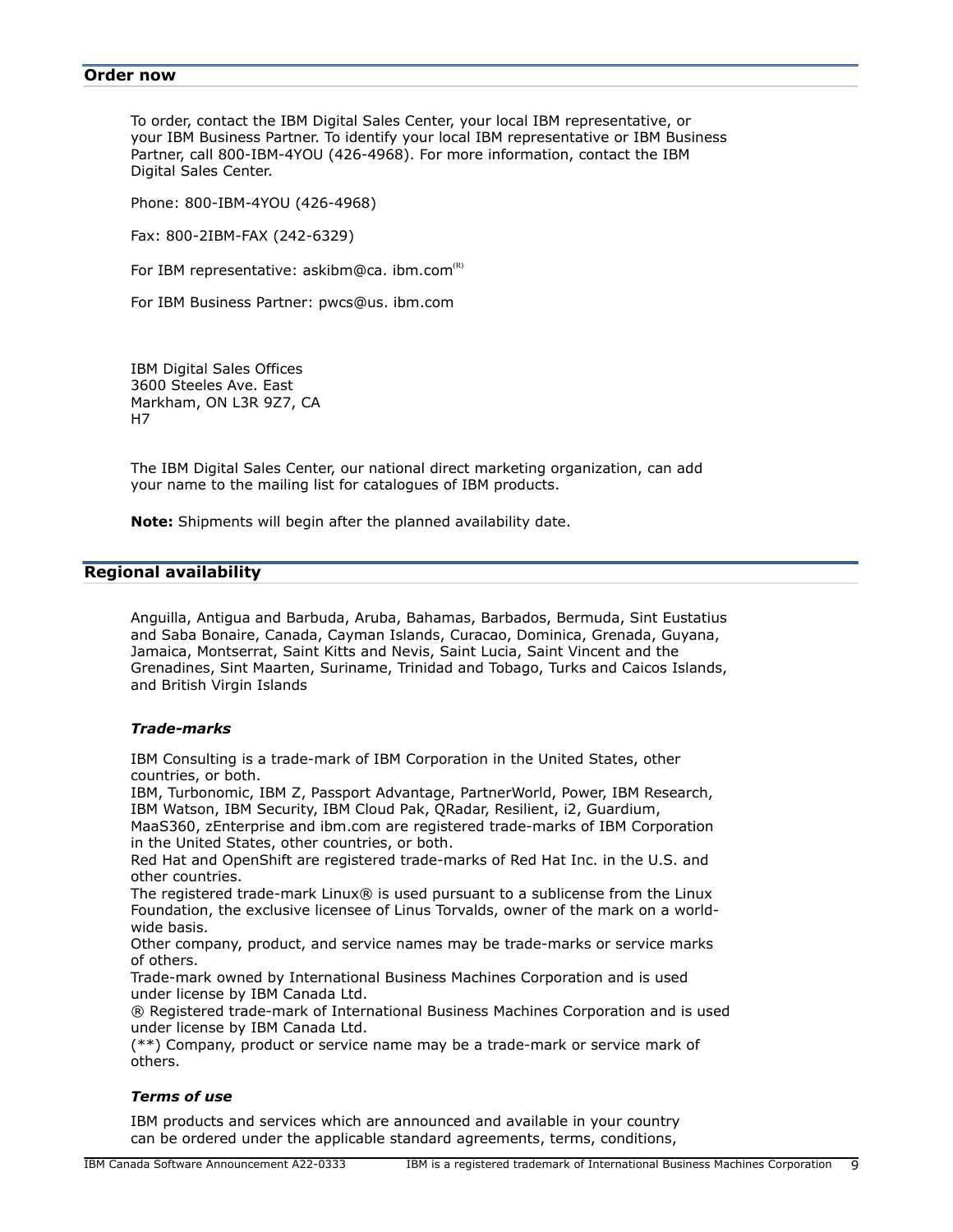## Order now

To order, contact the IBM Digital Sales Center, your local IBM representative, or your IBM Business Partner. To identify your local IBM representative or IBM Business Partner, call 800-IBM-4YOU (426-4968). For more information, contact the IBM Digital Sales Center.

Phone: 800-IBM-4YOU (426-4968)

Fax: 800-2IBM-FAX (242-6329)

For IBM representative: askibm@ca. ibm.com(R)

For IBM Business Partner: pwcs@us. ibm.com

IBM Digital Sales Offices
3600 Steeles Ave. East
Markham, ON L3R 9Z7, CA
H7

The IBM Digital Sales Center, our national direct marketing organization, can add your name to the mailing list for catalogues of IBM products.

**Note:** Shipments will begin after the planned availability date.

## Regional availability

Anguilla, Antigua and Barbuda, Aruba, Bahamas, Barbados, Bermuda, Sint Eustatius and Saba Bonaire, Canada, Cayman Islands, Curacao, Dominica, Grenada, Guyana, Jamaica, Montserrat, Saint Kitts and Nevis, Saint Lucia, Saint Vincent and the Grenadines, Sint Maarten, Suriname, Trinidad and Tobago, Turks and Caicos Islands, and British Virgin Islands

### *Trade-marks*

IBM Consulting is a trade-mark of IBM Corporation in the United States, other countries, or both.
IBM, Turbonomic, IBM Z, Passport Advantage, PartnerWorld, Power, IBM Research, IBM Watson, IBM Security, IBM Cloud Pak, QRadar, Resilient, i2, Guardium, MaaS360, zEnterprise and ibm.com are registered trade-marks of IBM Corporation in the United States, other countries, or both.
Red Hat and OpenShift are registered trade-marks of Red Hat Inc. in the U.S. and other countries.
The registered trade-mark Linux® is used pursuant to a sublicense from the Linux Foundation, the exclusive licensee of Linus Torvalds, owner of the mark on a world-wide basis.
Other company, product, and service names may be trade-marks or service marks of others.
Trade-mark owned by International Business Machines Corporation and is used under license by IBM Canada Ltd.
® Registered trade-mark of International Business Machines Corporation and is used under license by IBM Canada Ltd.
(**) Company, product or service name may be a trade-mark or service mark of others.

### *Terms of use*

IBM products and services which are announced and available in your country can be ordered under the applicable standard agreements, terms, conditions,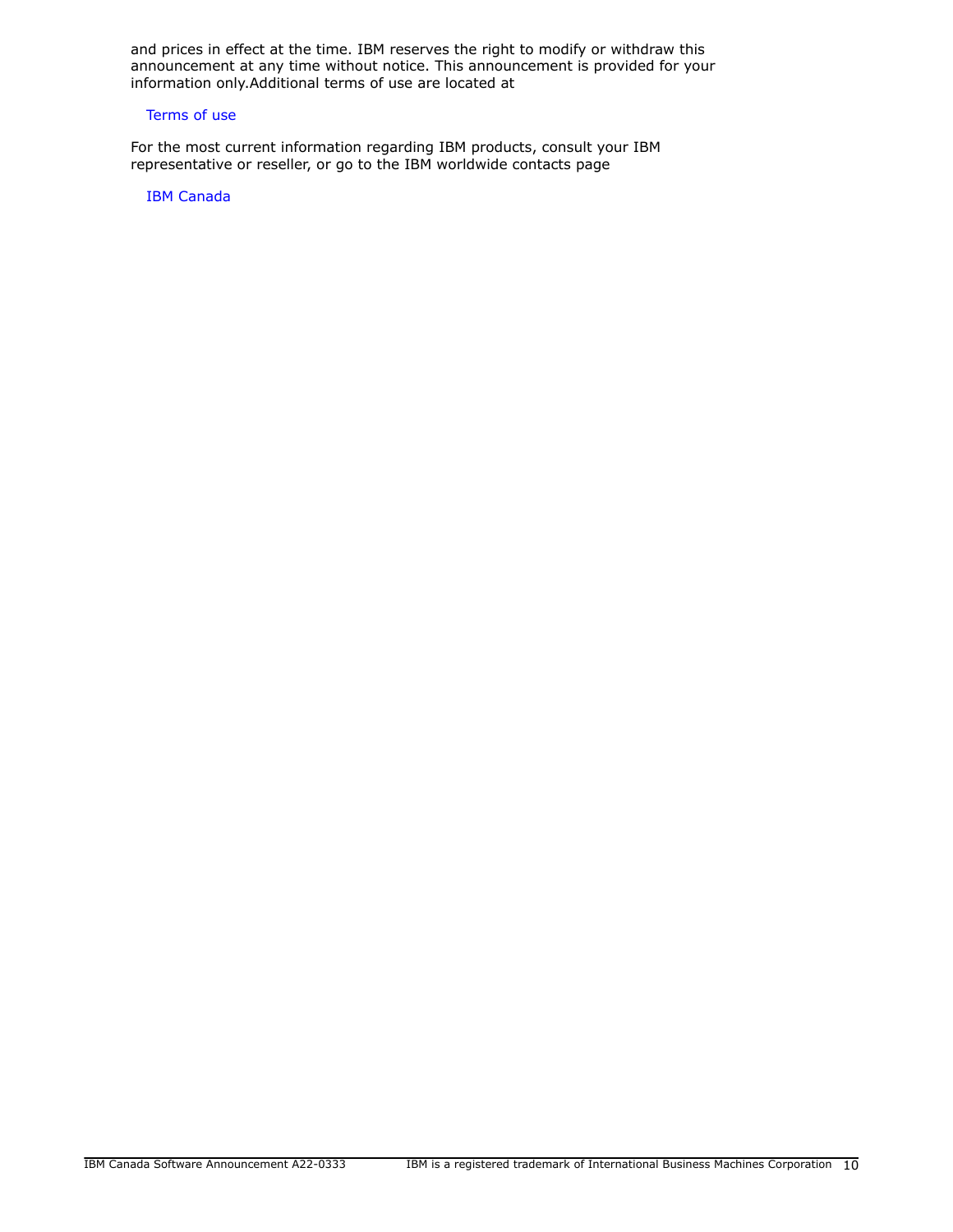and prices in effect at the time. IBM reserves the right to modify or withdraw this announcement at any time without notice. This announcement is provided for your information only.Additional terms of use are located at

Terms of use

For the most current information regarding IBM products, consult your IBM representative or reseller, or go to the IBM worldwide contacts page

IBM Canada